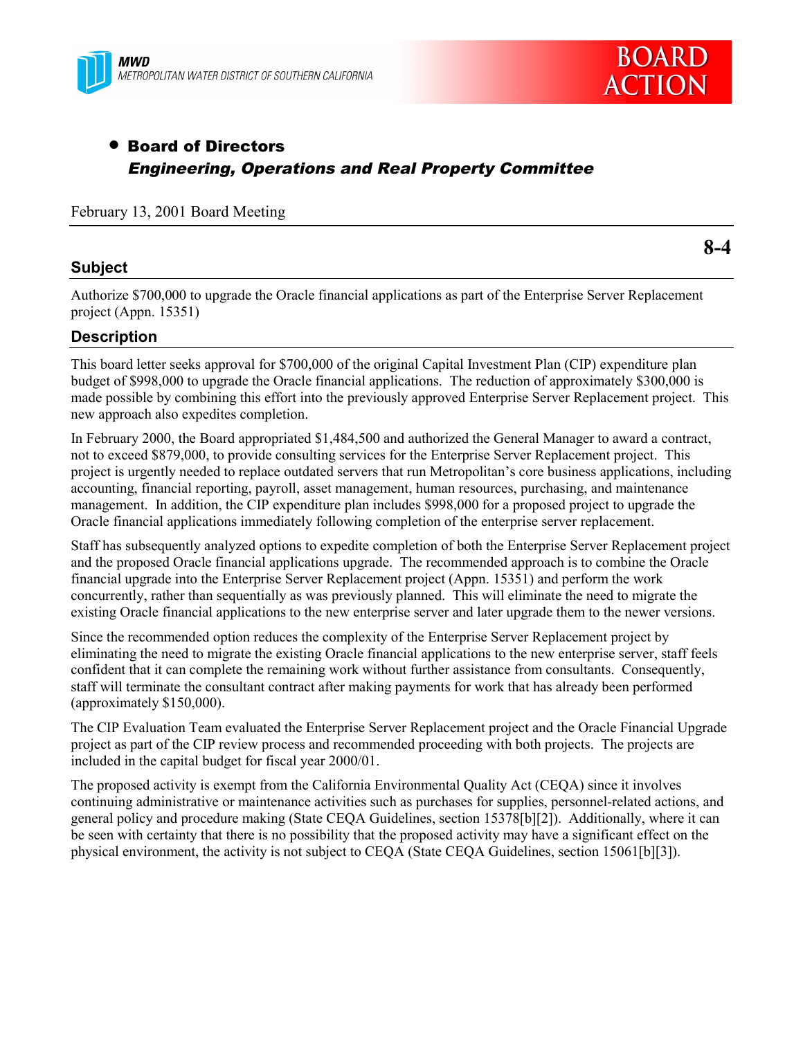MWD
METROPOLITAN WATER DISTRICT OF SOUTHERN CALIFORNIA

BOARD ACTION

- **Board of Directors**
  ***Engineering, Operations and Real Property Committee***

February 13, 2001 Board Meeting

**8-4**

## Subject

Authorize $700,000 to upgrade the Oracle financial applications as part of the Enterprise Server Replacement project (Appn. 15351)

## Description

This board letter seeks approval for $700,000 of the original Capital Investment Plan (CIP) expenditure plan budget of $998,000 to upgrade the Oracle financial applications. The reduction of approximately $300,000 is made possible by combining this effort into the previously approved Enterprise Server Replacement project. This new approach also expedites completion.

In February 2000, the Board appropriated $1,484,500 and authorized the General Manager to award a contract, not to exceed $879,000, to provide consulting services for the Enterprise Server Replacement project. This project is urgently needed to replace outdated servers that run Metropolitan's core business applications, including accounting, financial reporting, payroll, asset management, human resources, purchasing, and maintenance management. In addition, the CIP expenditure plan includes $998,000 for a proposed project to upgrade the Oracle financial applications immediately following completion of the enterprise server replacement.

Staff has subsequently analyzed options to expedite completion of both the Enterprise Server Replacement project and the proposed Oracle financial applications upgrade. The recommended approach is to combine the Oracle financial upgrade into the Enterprise Server Replacement project (Appn. 15351) and perform the work concurrently, rather than sequentially as was previously planned. This will eliminate the need to migrate the existing Oracle financial applications to the new enterprise server and later upgrade them to the newer versions.

Since the recommended option reduces the complexity of the Enterprise Server Replacement project by eliminating the need to migrate the existing Oracle financial applications to the new enterprise server, staff feels confident that it can complete the remaining work without further assistance from consultants. Consequently, staff will terminate the consultant contract after making payments for work that has already been performed (approximately $150,000).

The CIP Evaluation Team evaluated the Enterprise Server Replacement project and the Oracle Financial Upgrade project as part of the CIP review process and recommended proceeding with both projects. The projects are included in the capital budget for fiscal year 2000/01.

The proposed activity is exempt from the California Environmental Quality Act (CEQA) since it involves continuing administrative or maintenance activities such as purchases for supplies, personnel-related actions, and general policy and procedure making (State CEQA Guidelines, section 15378[b][2]). Additionally, where it can be seen with certainty that there is no possibility that the proposed activity may have a significant effect on the physical environment, the activity is not subject to CEQA (State CEQA Guidelines, section 15061[b][3]).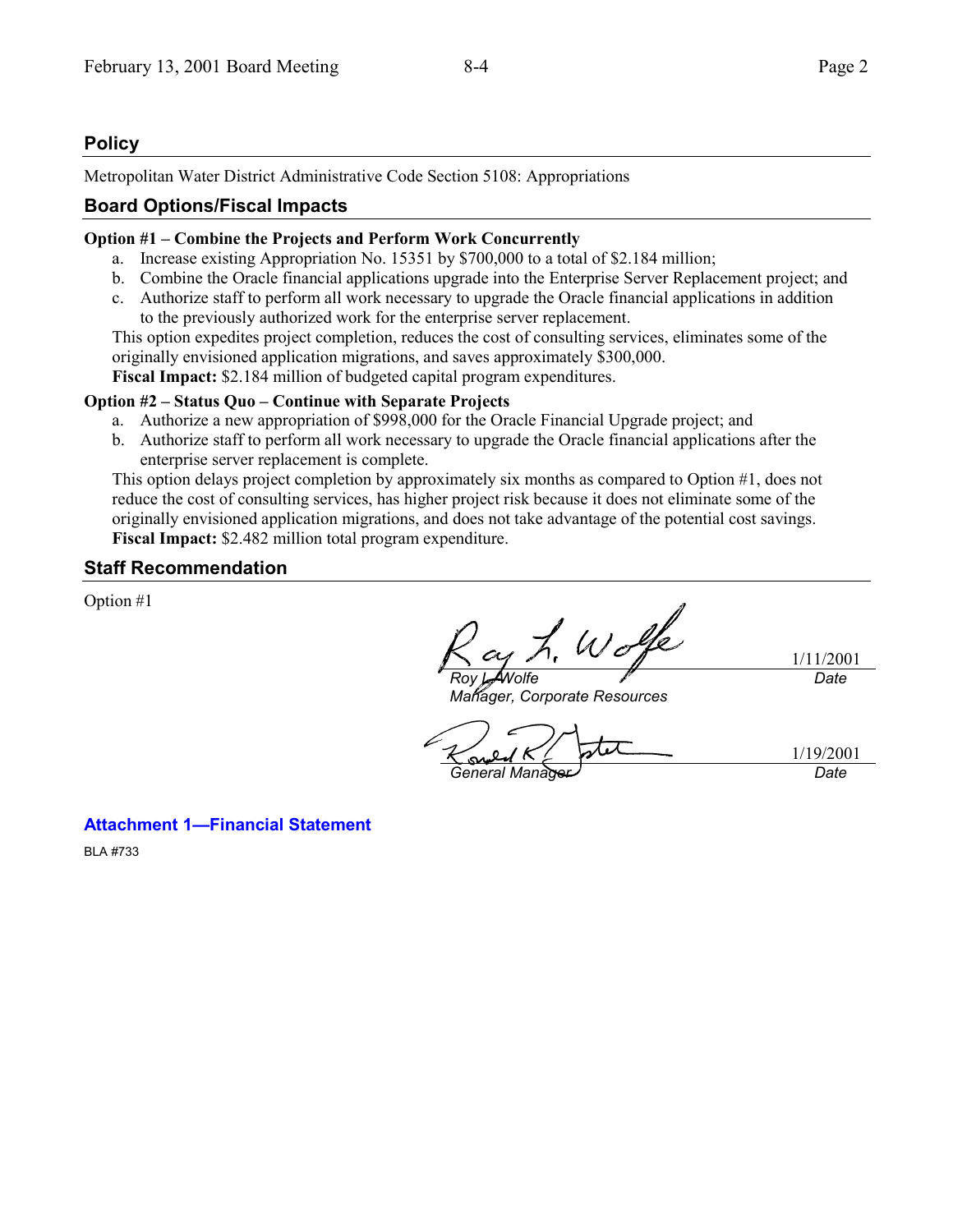## Policy

Metropolitan Water District Administrative Code Section 5108: Appropriations

## Board Options/Fiscal Impacts

**Option #1 – Combine the Projects and Perform Work Concurrently**

a. Increase existing Appropriation No. 15351 by $700,000 to a total of $2.184 million;
b. Combine the Oracle financial applications upgrade into the Enterprise Server Replacement project; and
c. Authorize staff to perform all work necessary to upgrade the Oracle financial applications in addition to the previously authorized work for the enterprise server replacement.

This option expedites project completion, reduces the cost of consulting services, eliminates some of the originally envisioned application migrations, and saves approximately $300,000.

**Fiscal Impact:** $2.184 million of budgeted capital program expenditures.

**Option #2 – Status Quo – Continue with Separate Projects**

a. Authorize a new appropriation of $998,000 for the Oracle Financial Upgrade project; and
b. Authorize staff to perform all work necessary to upgrade the Oracle financial applications after the enterprise server replacement is complete.

This option delays project completion by approximately six months as compared to Option #1, does not reduce the cost of consulting services, has higher project risk because it does not eliminate some of the originally envisioned application migrations, and does not take advantage of the potential cost savings.

**Fiscal Impact:** $2.482 million total program expenditure.

## Staff Recommendation

Option #1

| | |
|---|---|
| *Roy L. Wolfe* | 1/11/2001 |
| *Manager, Corporate Resources* | *Date* |

| | |
|---|---|
| *General Manager* | 1/19/2001 |
| | *Date* |

**Attachment 1—Financial Statement**

BLA #733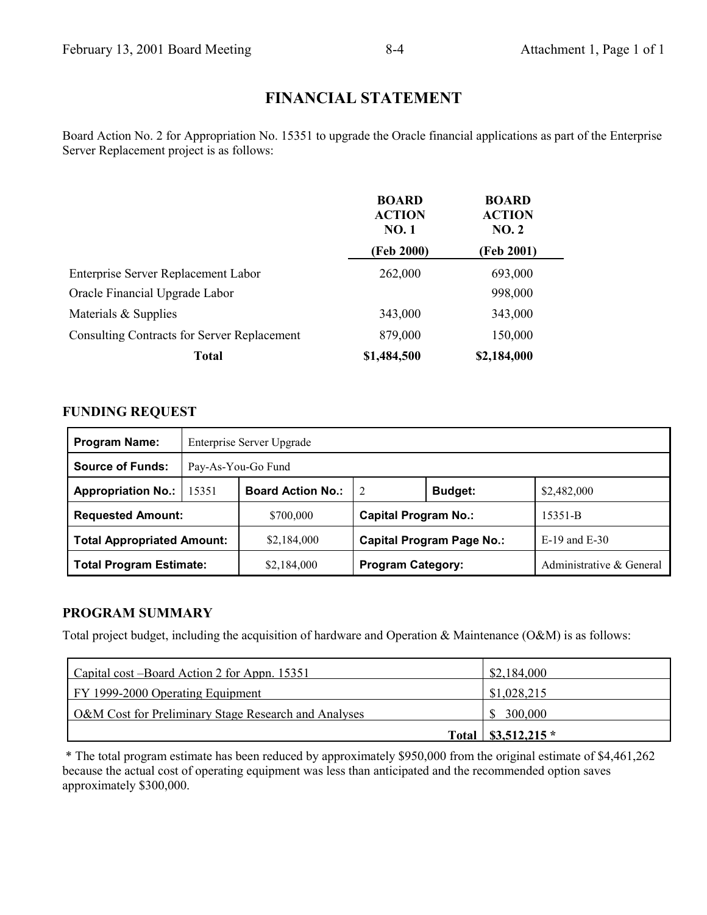# FINANCIAL STATEMENT

Board Action No. 2 for Appropriation No. 15351 to upgrade the Oracle financial applications as part of the Enterprise Server Replacement project is as follows:

| | BOARD ACTION NO. 1 (Feb 2000) | BOARD ACTION NO. 2 (Feb 2001) |
|---|---|---|
| Enterprise Server Replacement Labor | 262,000 | 693,000 |
| Oracle Financial Upgrade Labor | | 998,000 |
| Materials & Supplies | 343,000 | 343,000 |
| Consulting Contracts for Server Replacement | 879,000 | 150,000 |
| **Total** | **$1,484,500** | **$2,184,000** |

## FUNDING REQUEST

| | | | | | |
|---|---|---|---|---|---|
| **Program Name:** | Enterprise Server Upgrade | | | | |
| **Source of Funds:** | Pay-As-You-Go Fund | | | | |
| **Appropriation No.:** | 15351 | **Board Action No.:** | 2 | **Budget:** | $2,482,000 |
| **Requested Amount:** | $700,000 | **Capital Program No.:** | | 15351-B | |
| **Total Appropriated Amount:** | $2,184,000 | **Capital Program Page No.:** | | E-19 and E-30 | |
| **Total Program Estimate:** | $2,184,000 | **Program Category:** | | Administrative & General | |

## PROGRAM SUMMARY

Total project budget, including the acquisition of hardware and Operation & Maintenance (O&M) is as follows:

| | |
|---|---|
| Capital cost –Board Action 2 for Appn. 15351 | $2,184,000 |
| FY 1999-2000 Operating Equipment | $1,028,215 |
| O&M Cost for Preliminary Stage Research and Analyses | $ 300,000 |
| **Total** | **$3,512,215 \*** |

\* The total program estimate has been reduced by approximately $950,000 from the original estimate of $4,461,262 because the actual cost of operating equipment was less than anticipated and the recommended option saves approximately $300,000.